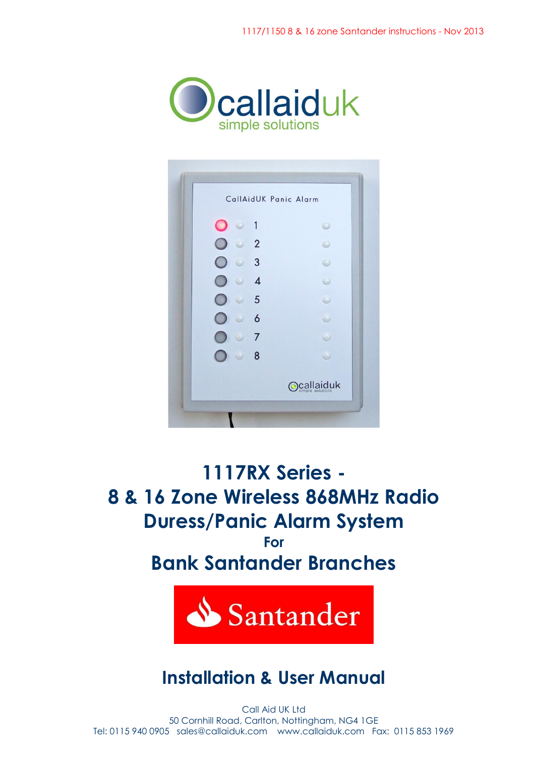1117/1150 8 & 16 zone Santander instructions - Nov 2013

callaiduk
simple solutions

# 1117RX Series - 8 & 16 Zone Wireless 868MHz Radio Duress/Panic Alarm System

**For**

# Bank Santander Branches

Santander

## Installation & User Manual

Call Aid UK Ltd
50 Cornhill Road, Carlton, Nottingham, NG4 1GE
Tel: 0115 940 0905 sales@callaiduk.com www.callaiduk.com Fax: 0115 853 1969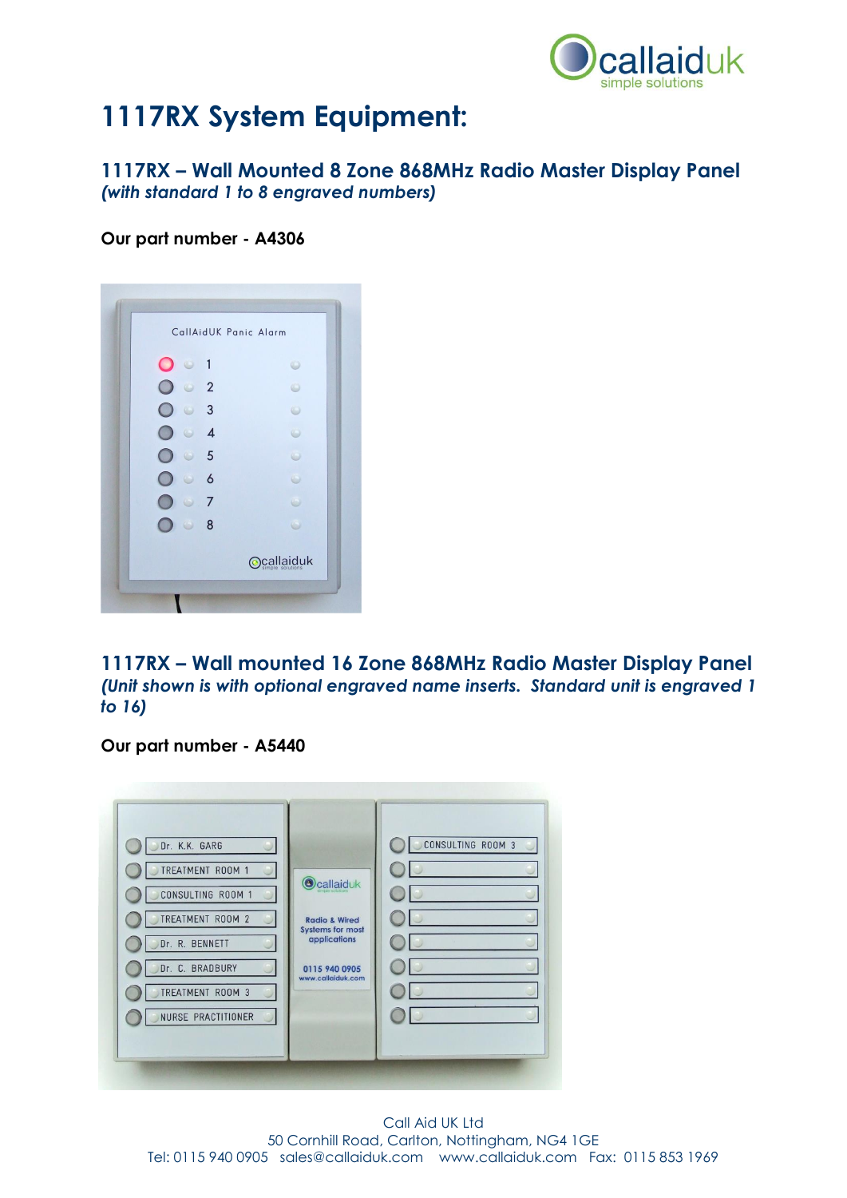# 1117RX System Equipment:

## 1117RX – Wall Mounted 8 Zone 868MHz Radio Master Display Panel

*(with standard 1 to 8 engraved numbers)*

**Our part number - A4306**

## 1117RX – Wall mounted 16 Zone 868MHz Radio Master Display Panel

*(Unit shown is with optional engraved name inserts. Standard unit is engraved 1 to 16)*

**Our part number - A5440**

Call Aid UK Ltd
50 Cornhill Road, Carlton, Nottingham, NG4 1GE
Tel: 0115 940 0905 sales@callaiduk.com www.callaiduk.com Fax: 0115 853 1969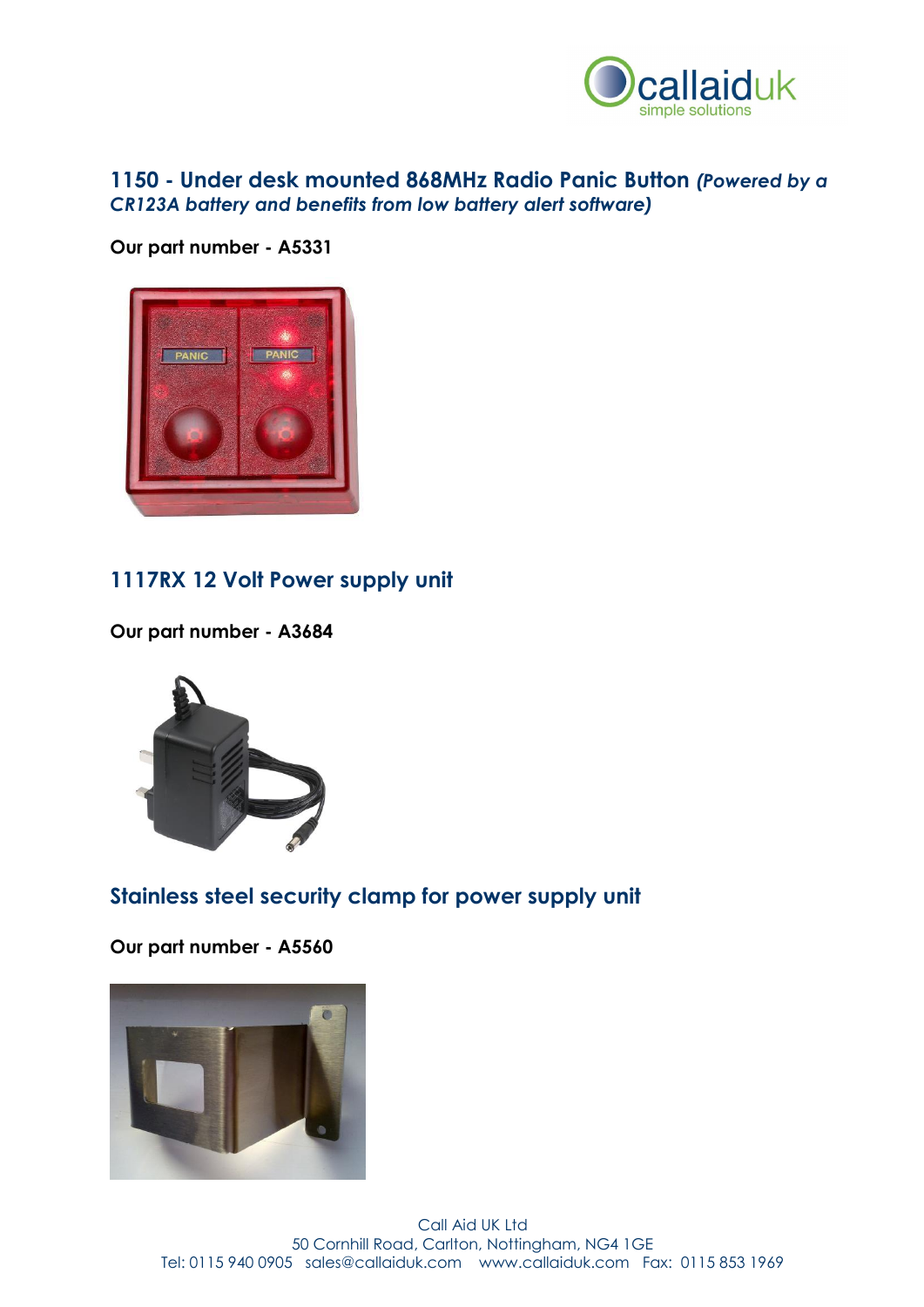## 1150 - Under desk mounted 868MHz Radio Panic Button *(Powered by a CR123A battery and benefits from low battery alert software)*

**Our part number - A5331**

## 1117RX 12 Volt Power supply unit

**Our part number - A3684**

## Stainless steel security clamp for power supply unit

**Our part number - A5560**

Call Aid UK Ltd
50 Cornhill Road, Carlton, Nottingham, NG4 1GE
Tel: 0115 940 0905 sales@callaiduk.com www.callaiduk.com Fax: 0115 853 1969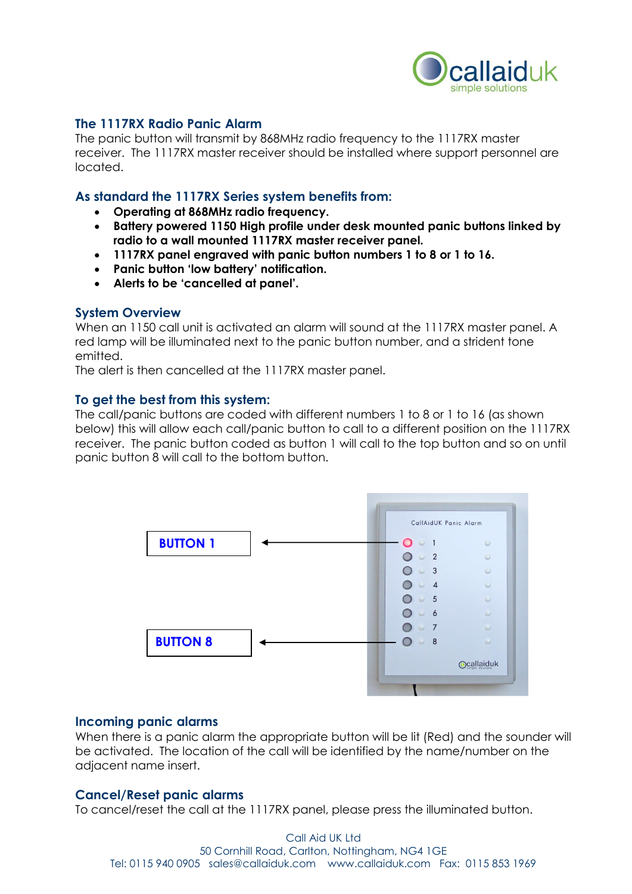## The 1117RX Radio Panic Alarm

The panic button will transmit by 868MHz radio frequency to the 1117RX master receiver. The 1117RX master receiver should be installed where support personnel are located.

## As standard the 1117RX Series system benefits from:

- **Operating at 868MHz radio frequency.**
- **Battery powered 1150 High profile under desk mounted panic buttons linked by radio to a wall mounted 1117RX master receiver panel.**
- **1117RX panel engraved with panic button numbers 1 to 8 or 1 to 16.**
- **Panic button 'low battery' notification.**
- **Alerts to be 'cancelled at panel'.**

## System Overview

When an 1150 call unit is activated an alarm will sound at the 1117RX master panel. A red lamp will be illuminated next to the panic button number, and a strident tone emitted.

The alert is then cancelled at the 1117RX master panel.

## To get the best from this system:

The call/panic buttons are coded with different numbers 1 to 8 or 1 to 16 (as shown below) this will allow each call/panic button to call to a different position on the 1117RX receiver. The panic button coded as button 1 will call to the top button and so on until panic button 8 will call to the bottom button.

BUTTON 1

BUTTON 8

## Incoming panic alarms

When there is a panic alarm the appropriate button will be lit (Red) and the sounder will be activated. The location of the call will be identified by the name/number on the adjacent name insert.

## Cancel/Reset panic alarms

To cancel/reset the call at the 1117RX panel, please press the illuminated button.

Call Aid UK Ltd
50 Cornhill Road, Carlton, Nottingham, NG4 1GE
Tel: 0115 940 0905 sales@callaiduk.com www.callaiduk.com Fax: 0115 853 1969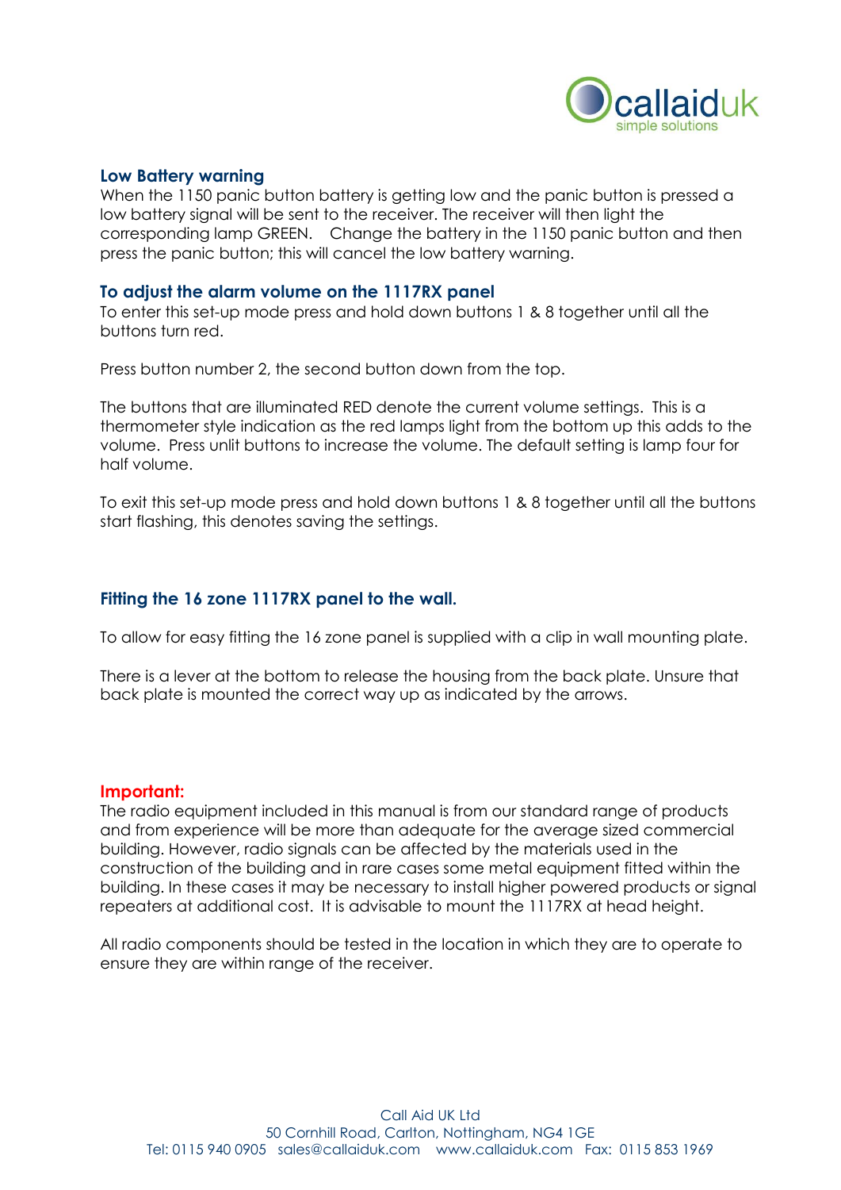## Low Battery warning

When the 1150 panic button battery is getting low and the panic button is pressed a low battery signal will be sent to the receiver. The receiver will then light the corresponding lamp GREEN. Change the battery in the 1150 panic button and then press the panic button; this will cancel the low battery warning.

## To adjust the alarm volume on the 1117RX panel

To enter this set-up mode press and hold down buttons 1 & 8 together until all the buttons turn red.

Press button number 2, the second button down from the top.

The buttons that are illuminated RED denote the current volume settings. This is a thermometer style indication as the red lamps light from the bottom up this adds to the volume. Press unlit buttons to increase the volume. The default setting is lamp four for half volume.

To exit this set-up mode press and hold down buttons 1 & 8 together until all the buttons start flashing, this denotes saving the settings.

## Fitting the 16 zone 1117RX panel to the wall.

To allow for easy fitting the 16 zone panel is supplied with a clip in wall mounting plate.

There is a lever at the bottom to release the housing from the back plate. Unsure that back plate is mounted the correct way up as indicated by the arrows.

## Important:

The radio equipment included in this manual is from our standard range of products and from experience will be more than adequate for the average sized commercial building. However, radio signals can be affected by the materials used in the construction of the building and in rare cases some metal equipment fitted within the building. In these cases it may be necessary to install higher powered products or signal repeaters at additional cost. It is advisable to mount the 1117RX at head height.

All radio components should be tested in the location in which they are to operate to ensure they are within range of the receiver.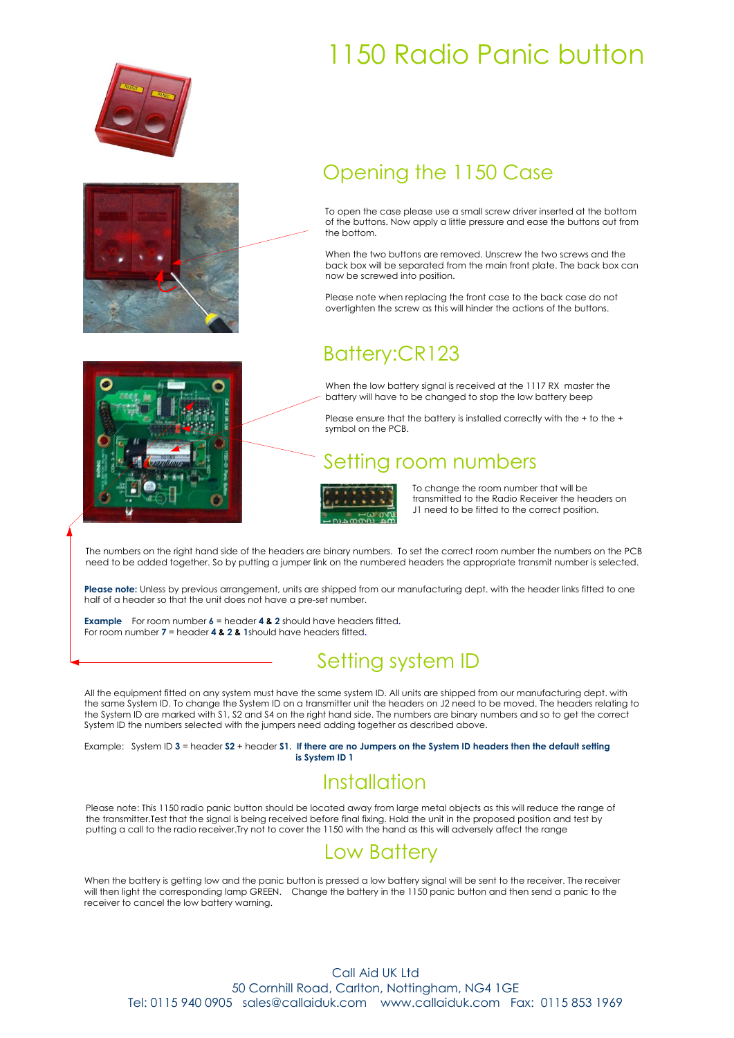# 1150 Radio Panic button

## Opening the 1150 Case

To open the case please use a small screw driver inserted at the bottom of the buttons. Now apply a little pressure and ease the buttons out from the bottom.

When the two buttons are removed. Unscrew the two screws and the back box will be separated from the main front plate. The back box can now be screwed into position.

Please note when replacing the front case to the back case do not overtighten the screw as this will hinder the actions of the buttons.

## Battery:CR123

When the low battery signal is received at the 1117 RX master the battery will have to be changed to stop the low battery beep

Please ensure that the battery is installed correctly with the + to the + symbol on the PCB.

## Setting room numbers

To change the room number that will be transmitted to the Radio Receiver the headers on J1 need to be fitted to the correct position.

The numbers on the right hand side of the headers are binary numbers. To set the correct room number the numbers on the PCB need to be added together. So by putting a jumper link on the numbered headers the appropriate transmit number is selected.

**Please note:** Unless by previous arrangement, units are shipped from our manufacturing dept. with the header links fitted to one half of a header so that the unit does not have a pre-set number.

**Example** For room number **6** = header **4** & **2** should have headers fitted.
For room number **7** = header **4** & **2** & **1**should have headers fitted.

## Setting system ID

All the equipment fitted on any system must have the same system ID. All units are shipped from our manufacturing dept. with the same System ID. To change the System ID on a transmitter unit the headers on J2 need to be moved. The headers relating to the System ID are marked with S1, S2 and S4 on the right hand side. The numbers are binary numbers and so to get the correct System ID the numbers selected with the jumpers need adding together as described above.

Example: System ID **3** = header **S2** + header **S1**. **If there are no Jumpers on the System ID headers then the default setting is System ID 1**

## Installation

Please note: This 1150 radio panic button should be located away from large metal objects as this will reduce the range of the transmitter.Test that the signal is being received before final fixing. Hold the unit in the proposed position and test by putting a call to the radio receiver.Try not to cover the 1150 with the hand as this will adversely affect the range

## Low Battery

When the battery is getting low and the panic button is pressed a low battery signal will be sent to the receiver. The receiver will then light the corresponding lamp GREEN. Change the battery in the 1150 panic button and then send a panic to the receiver to cancel the low battery warning.

Call Aid UK Ltd
50 Cornhill Road, Carlton, Nottingham, NG4 1GE
Tel: 0115 940 0905 sales@callaiduk.com www.callaiduk.com Fax: 0115 853 1969